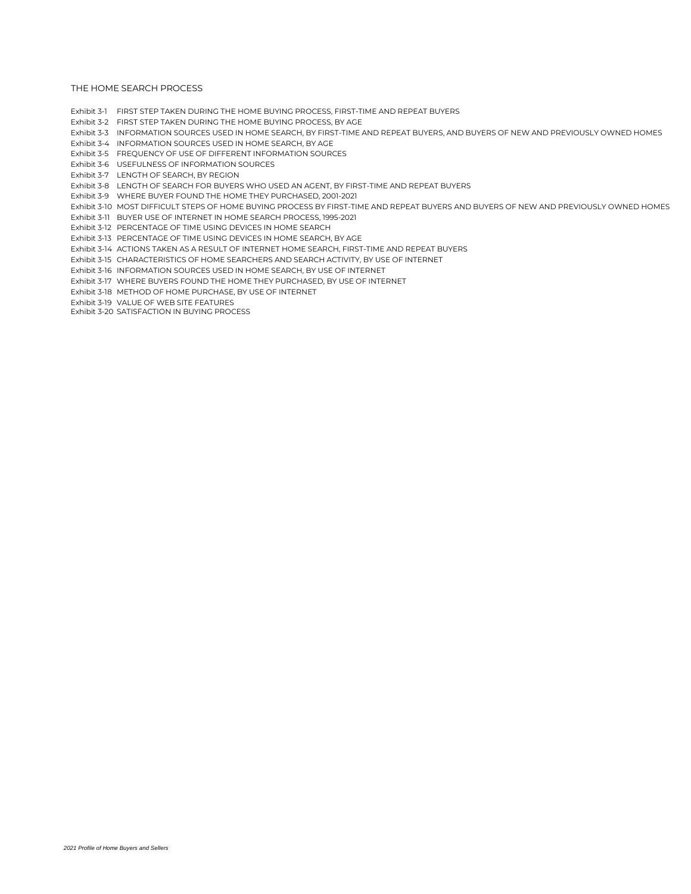# THE HOME SEARCH PROCESS

Exhibit 3-1 FIRST STEP TAKEN DURING THE HOME BUYING PROCESS, FIRST-TIME AND REPEAT BUYERS
Exhibit 3-2 FIRST STEP TAKEN DURING THE HOME BUYING PROCESS, BY AGE
Exhibit 3-3 INFORMATION SOURCES USED IN HOME SEARCH, BY FIRST-TIME AND REPEAT BUYERS, AND BUYERS OF NEW AND PREVIOUSLY OWNED HOMES
Exhibit 3-4 INFORMATION SOURCES USED IN HOME SEARCH, BY AGE
Exhibit 3-5 FREQUENCY OF USE OF DIFFERENT INFORMATION SOURCES
Exhibit 3-6 USEFULNESS OF INFORMATION SOURCES
Exhibit 3-7 LENGTH OF SEARCH, BY REGION
Exhibit 3-8 LENGTH OF SEARCH FOR BUYERS WHO USED AN AGENT, BY FIRST-TIME AND REPEAT BUYERS
Exhibit 3-9 WHERE BUYER FOUND THE HOME THEY PURCHASED, 2001-2021
Exhibit 3-10 MOST DIFFICULT STEPS OF HOME BUYING PROCESS BY FIRST-TIME AND REPEAT BUYERS AND BUYERS OF NEW AND PREVIOUSLY OWNED HOMES
Exhibit 3-11 BUYER USE OF INTERNET IN HOME SEARCH PROCESS, 1995-2021
Exhibit 3-12 PERCENTAGE OF TIME USING DEVICES IN HOME SEARCH
Exhibit 3-13 PERCENTAGE OF TIME USING DEVICES IN HOME SEARCH, BY AGE
Exhibit 3-14 ACTIONS TAKEN AS A RESULT OF INTERNET HOME SEARCH, FIRST-TIME AND REPEAT BUYERS
Exhibit 3-15 CHARACTERISTICS OF HOME SEARCHERS AND SEARCH ACTIVITY, BY USE OF INTERNET
Exhibit 3-16 INFORMATION SOURCES USED IN HOME SEARCH, BY USE OF INTERNET
Exhibit 3-17 WHERE BUYERS FOUND THE HOME THEY PURCHASED, BY USE OF INTERNET
Exhibit 3-18 METHOD OF HOME PURCHASE, BY USE OF INTERNET
Exhibit 3-19 VALUE OF WEB SITE FEATURES
Exhibit 3-20 SATISFACTION IN BUYING PROCESS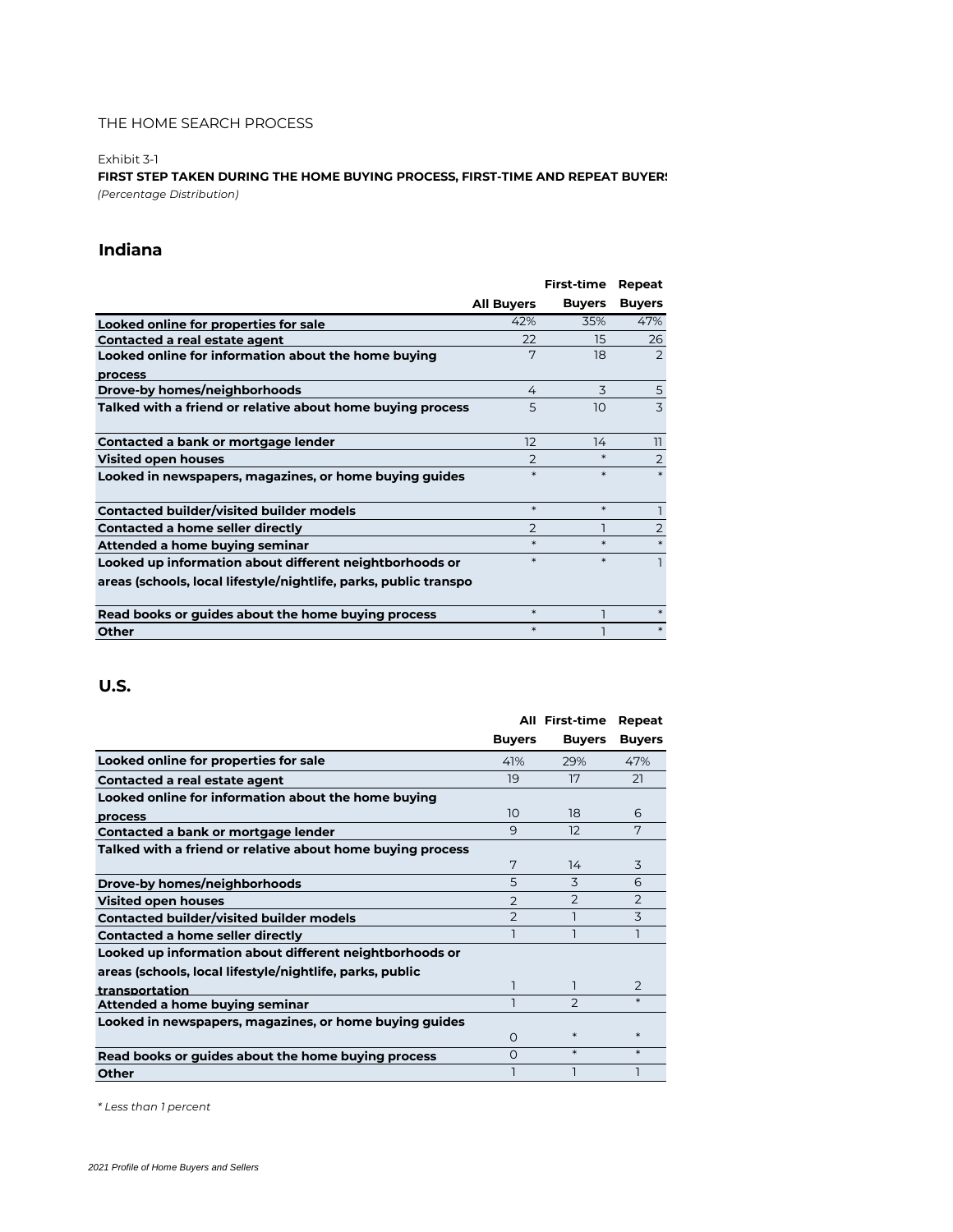THE HOME SEARCH PROCESS

Exhibit 3-1

**FIRST STEP TAKEN DURING THE HOME BUYING PROCESS, FIRST-TIME AND REPEAT BUYERS**

*(Percentage Distribution)*

## Indiana

| | All Buyers | First-time Buyers | Repeat Buyers |
|---|---|---|---|
| **Looked online for properties for sale** | 42% | 35% | 47% |
| **Contacted a real estate agent** | 22 | 15 | 26 |
| **Looked online for information about the home buying process** | 7 | 18 | 2 |
| **Drove-by homes/neighborhoods** | 4 | 3 | 5 |
| **Talked with a friend or relative about home buying process** | 5 | 10 | 3 |
| **Contacted a bank or mortgage lender** | 12 | 14 | 11 |
| **Visited open houses** | 2 | * | 2 |
| **Looked in newspapers, magazines, or home buying guides** | * | * | * |
| **Contacted builder/visited builder models** | * | * | 1 |
| **Contacted a home seller directly** | 2 | 1 | 2 |
| **Attended a home buying seminar** | * | * | * |
| **Looked up information about different neightborhoods or areas (schools, local lifestyle/nightlife, parks, public transpo** | * | * | 1 |
| **Read books or guides about the home buying process** | * | 1 | * |
| **Other** | * | 1 | * |

## U.S.

| | All Buyers | First-time Buyers | Repeat Buyers |
|---|---|---|---|
| **Looked online for properties for sale** | 41% | 29% | 47% |
| **Contacted a real estate agent** | 19 | 17 | 21 |
| **Looked online for information about the home buying process** | 10 | 18 | 6 |
| **Contacted a bank or mortgage lender** | 9 | 12 | 7 |
| **Talked with a friend or relative about home buying process** | 7 | 14 | 3 |
| **Drove-by homes/neighborhoods** | 5 | 3 | 6 |
| **Visited open houses** | 2 | 2 | 2 |
| **Contacted builder/visited builder models** | 2 | 1 | 3 |
| **Contacted a home seller directly** | 1 | 1 | 1 |
| **Looked up information about different neightborhoods or areas (schools, local lifestyle/nightlife, parks, public transportation** | 1 | 1 | 2 |
| **Attended a home buying seminar** | 1 | 2 | * |
| **Looked in newspapers, magazines, or home buying guides** | 0 | * | * |
| **Read books or guides about the home buying process** | 0 | * | * |
| **Other** | 1 | 1 | 1 |

*\* Less than 1 percent*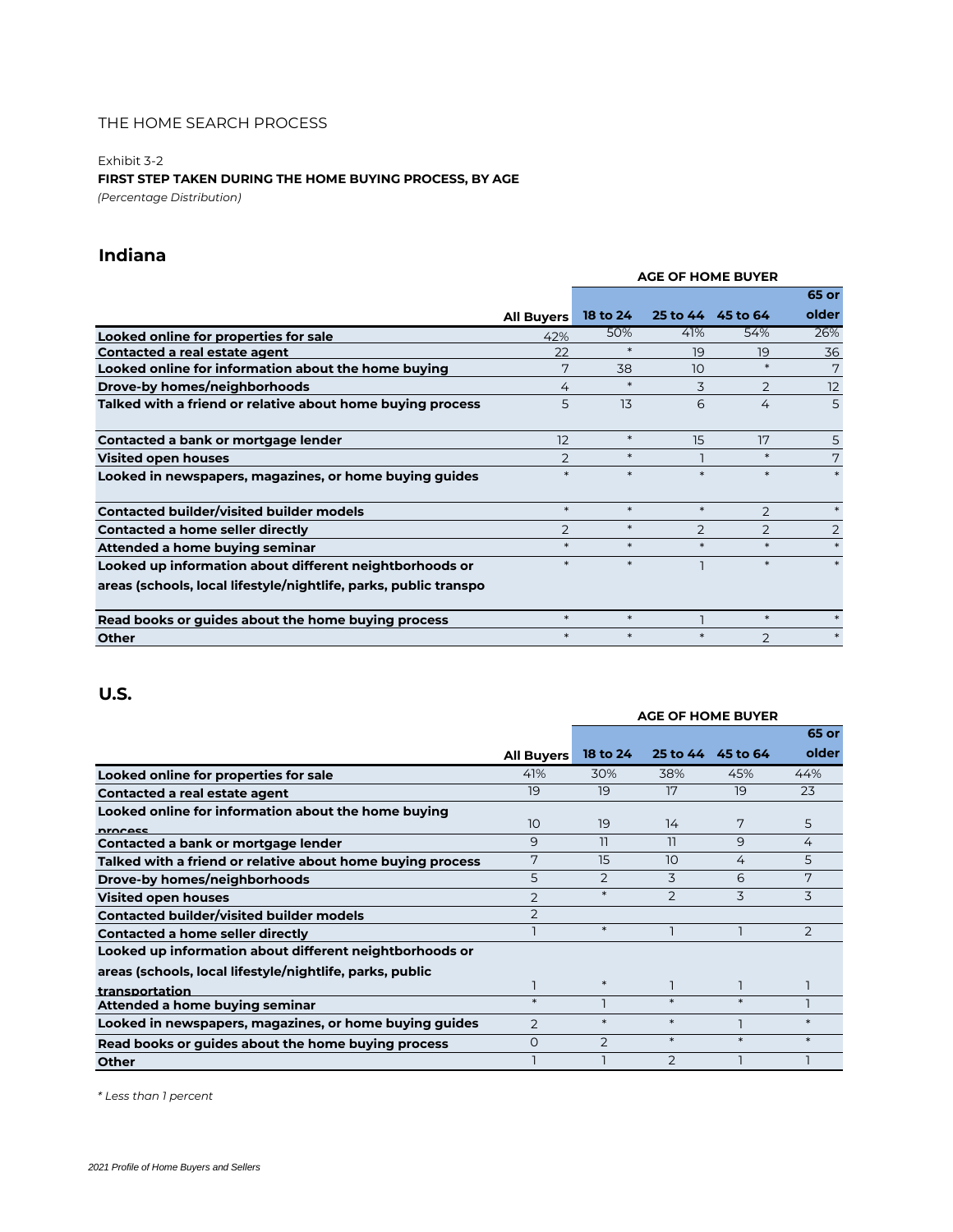THE HOME SEARCH PROCESS

Exhibit 3-2

**FIRST STEP TAKEN DURING THE HOME BUYING PROCESS, BY AGE**

*(Percentage Distribution)*

## Indiana

| | | AGE OF HOME BUYER | | | |
|---|---|---|---|---|---|
| | **All Buyers** | **18 to 24** | **25 to 44** | **45 to 64** | **65 or older** |
| **Looked online for properties for sale** | 42% | 50% | 41% | 54% | 26% |
| **Contacted a real estate agent** | 22 | * | 19 | 19 | 36 |
| **Looked online for information about the home buying** | 7 | 38 | 10 | * | 7 |
| **Drove-by homes/neighborhoods** | 4 | * | 3 | 2 | 12 |
| **Talked with a friend or relative about home buying process** | 5 | 13 | 6 | 4 | 5 |
| **Contacted a bank or mortgage lender** | 12 | * | 15 | 17 | 5 |
| **Visited open houses** | 2 | * | 1 | * | 7 |
| **Looked in newspapers, magazines, or home buying guides** | * | * | * | * | * |
| **Contacted builder/visited builder models** | * | * | * | 2 | * |
| **Contacted a home seller directly** | 2 | * | 2 | 2 | 2 |
| **Attended a home buying seminar** | * | * | * | * | * |
| **Looked up information about different neightborhoods or areas (schools, local lifestyle/nightlife, parks, public transpo** | * | * | 1 | * | * |
| **Read books or guides about the home buying process** | * | * | 1 | * | * |
| **Other** | * | * | * | 2 | * |

## U.S.

| | | AGE OF HOME BUYER | | | |
|---|---|---|---|---|---|
| | **All Buyers** | **18 to 24** | **25 to 44** | **45 to 64** | **65 or older** |
| **Looked online for properties for sale** | 41% | 30% | 38% | 45% | 44% |
| **Contacted a real estate agent** | 19 | 19 | 17 | 19 | 23 |
| **Looked online for information about the home buying process** | 10 | 19 | 14 | 7 | 5 |
| **Contacted a bank or mortgage lender** | 9 | 11 | 11 | 9 | 4 |
| **Talked with a friend or relative about home buying process** | 7 | 15 | 10 | 4 | 5 |
| **Drove-by homes/neighborhoods** | 5 | 2 | 3 | 6 | 7 |
| **Visited open houses** | 2 | * | 2 | 3 | 3 |
| **Contacted builder/visited builder models** | 2 | | | | |
| **Contacted a home seller directly** | 1 | * | 1 | 1 | 2 |
| **Looked up information about different neighborhoods or areas (schools, local lifestyle/nightlife, parks, public transportation** | 1 | * | 1 | 1 | 1 |
| **Attended a home buying seminar** | * | 1 | * | * | 1 |
| **Looked in newspapers, magazines, or home buying guides** | 2 | * | * | 1 | * |
| **Read books or guides about the home buying process** | 0 | 2 | * | * | * |
| **Other** | 1 | 1 | 2 | 1 | 1 |

*\* Less than 1 percent*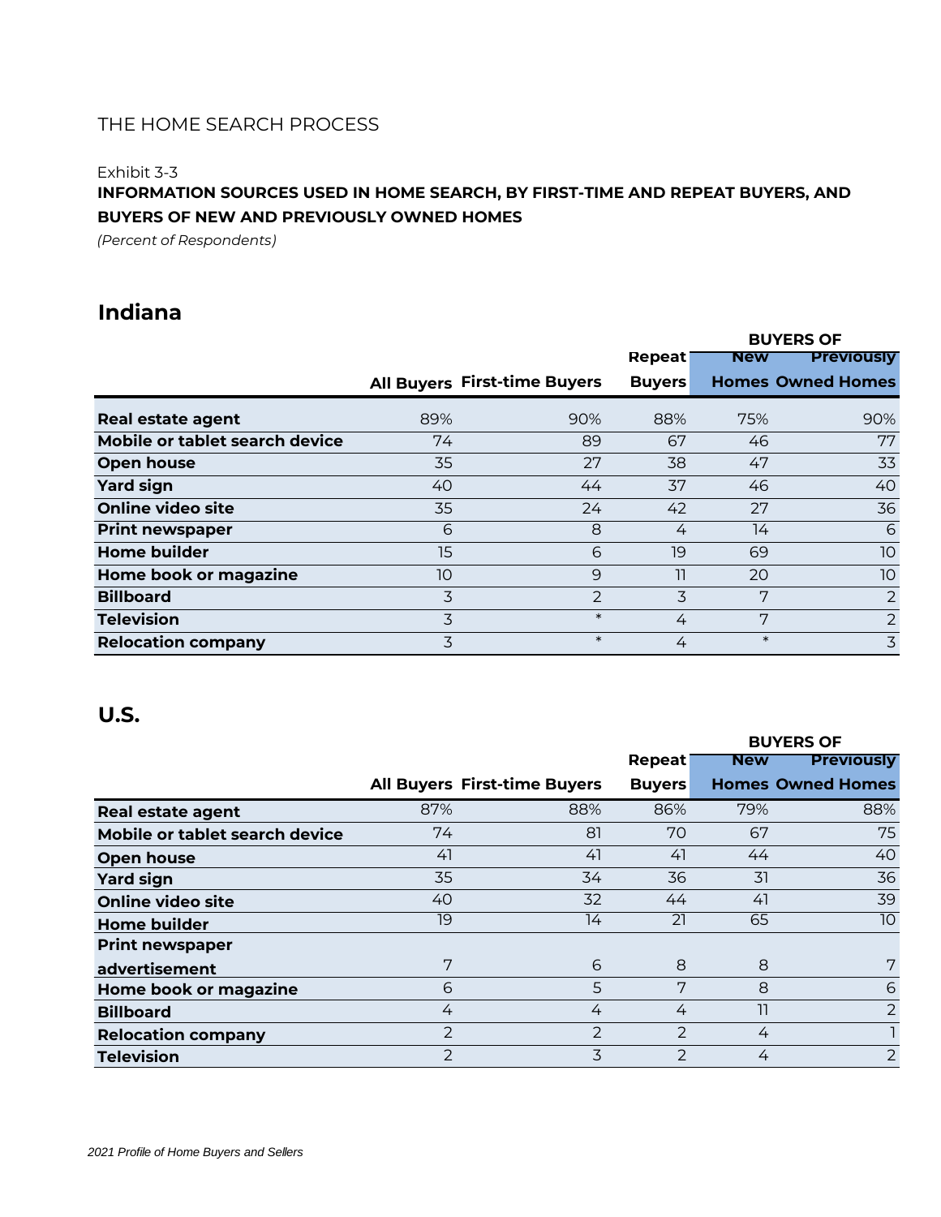THE HOME SEARCH PROCESS

Exhibit 3-3

**INFORMATION SOURCES USED IN HOME SEARCH, BY FIRST-TIME AND REPEAT BUYERS, AND BUYERS OF NEW AND PREVIOUSLY OWNED HOMES**

*(Percent of Respondents)*

## Indiana

| | | | | BUYERS OF | |
|---|---|---|---|---|---|
| | All Buyers | First-time Buyers | Repeat Buyers | New Homes | Previously Owned Homes |
| **Real estate agent** | 89% | 90% | 88% | 75% | 90% |
| **Mobile or tablet search device** | 74 | 89 | 67 | 46 | 77 |
| **Open house** | 35 | 27 | 38 | 47 | 33 |
| **Yard sign** | 40 | 44 | 37 | 46 | 40 |
| **Online video site** | 35 | 24 | 42 | 27 | 36 |
| **Print newspaper** | 6 | 8 | 4 | 14 | 6 |
| **Home builder** | 15 | 6 | 19 | 69 | 10 |
| **Home book or magazine** | 10 | 9 | 11 | 20 | 10 |
| **Billboard** | 3 | 2 | 3 | 7 | 2 |
| **Television** | 3 | * | 4 | 7 | 2 |
| **Relocation company** | 3 | * | 4 | * | 3 |

## U.S.

| | | | | BUYERS OF | |
|---|---|---|---|---|---|
| | All Buyers | First-time Buyers | Repeat Buyers | New Homes | Previously Owned Homes |
| **Real estate agent** | 87% | 88% | 86% | 79% | 88% |
| **Mobile or tablet search device** | 74 | 81 | 70 | 67 | 75 |
| **Open house** | 41 | 41 | 41 | 44 | 40 |
| **Yard sign** | 35 | 34 | 36 | 31 | 36 |
| **Online video site** | 40 | 32 | 44 | 41 | 39 |
| **Home builder** | 19 | 14 | 21 | 65 | 10 |
| **Print newspaper advertisement** | 7 | 6 | 8 | 8 | 7 |
| **Home book or magazine** | 6 | 5 | 7 | 8 | 6 |
| **Billboard** | 4 | 4 | 4 | 11 | 2 |
| **Relocation company** | 2 | 2 | 2 | 4 | 1 |
| **Television** | 2 | 3 | 2 | 4 | 2 |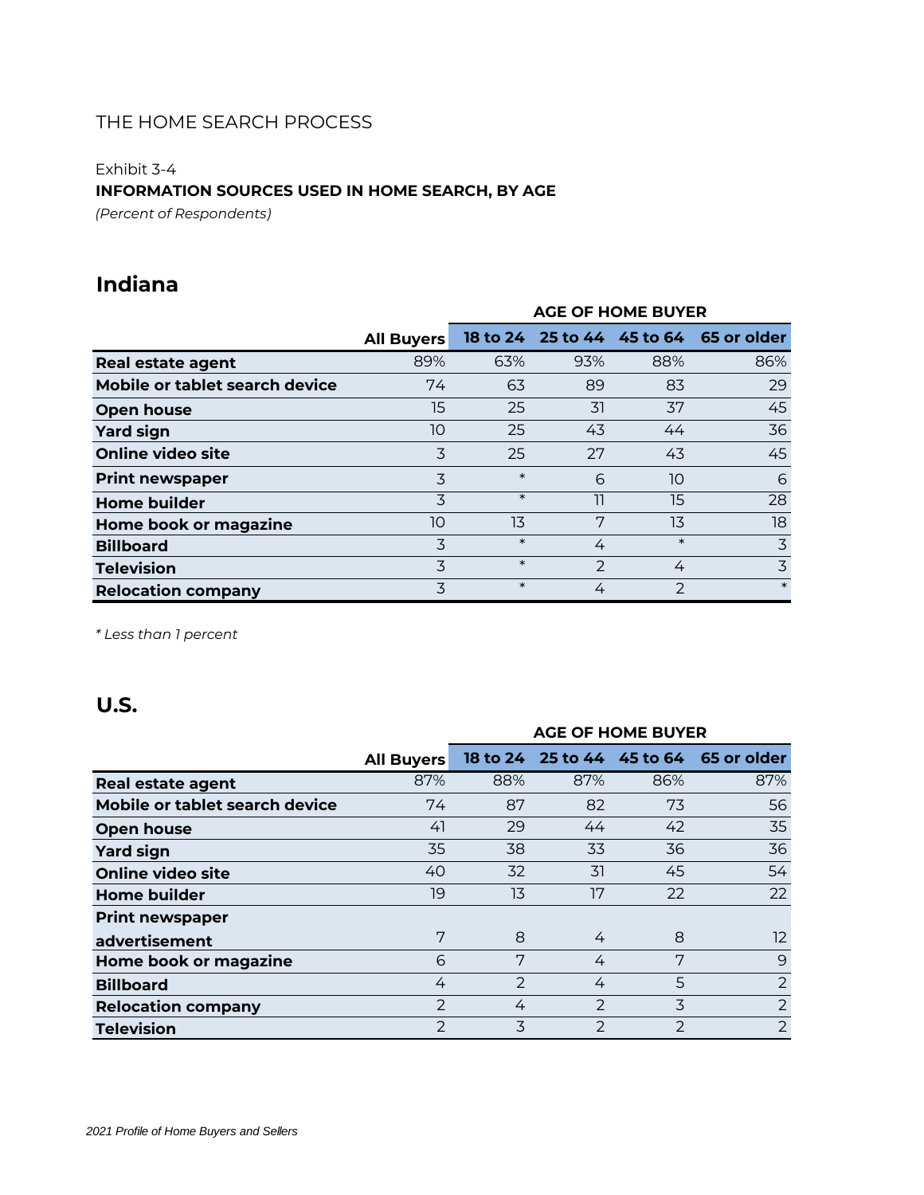THE HOME SEARCH PROCESS

Exhibit 3-4

**INFORMATION SOURCES USED IN HOME SEARCH, BY AGE**

*(Percent of Respondents)*

## Indiana

| | | AGE OF HOME BUYER | | | |
|---|---|---|---|---|---|
| | **All Buyers** | **18 to 24** | **25 to 44** | **45 to 64** | **65 or older** |
| **Real estate agent** | 89% | 63% | 93% | 88% | 86% |
| **Mobile or tablet search device** | 74 | 63 | 89 | 83 | 29 |
| **Open house** | 15 | 25 | 31 | 37 | 45 |
| **Yard sign** | 10 | 25 | 43 | 44 | 36 |
| **Online video site** | 3 | 25 | 27 | 43 | 45 |
| **Print newspaper** | 3 | * | 6 | 10 | 6 |
| **Home builder** | 3 | * | 11 | 15 | 28 |
| **Home book or magazine** | 10 | 13 | 7 | 13 | 18 |
| **Billboard** | 3 | * | 4 | * | 3 |
| **Television** | 3 | * | 2 | 4 | 3 |
| **Relocation company** | 3 | * | 4 | 2 | * |

*\* Less than 1 percent*

## U.S.

| | | AGE OF HOME BUYER | | | |
|---|---|---|---|---|---|
| | **All Buyers** | **18 to 24** | **25 to 44** | **45 to 64** | **65 or older** |
| **Real estate agent** | 87% | 88% | 87% | 86% | 87% |
| **Mobile or tablet search device** | 74 | 87 | 82 | 73 | 56 |
| **Open house** | 41 | 29 | 44 | 42 | 35 |
| **Yard sign** | 35 | 38 | 33 | 36 | 36 |
| **Online video site** | 40 | 32 | 31 | 45 | 54 |
| **Home builder** | 19 | 13 | 17 | 22 | 22 |
| **Print newspaper advertisement** | 7 | 8 | 4 | 8 | 12 |
| **Home book or magazine** | 6 | 7 | 4 | 7 | 9 |
| **Billboard** | 4 | 2 | 4 | 5 | 2 |
| **Relocation company** | 2 | 4 | 2 | 3 | 2 |
| **Television** | 2 | 3 | 2 | 2 | 2 |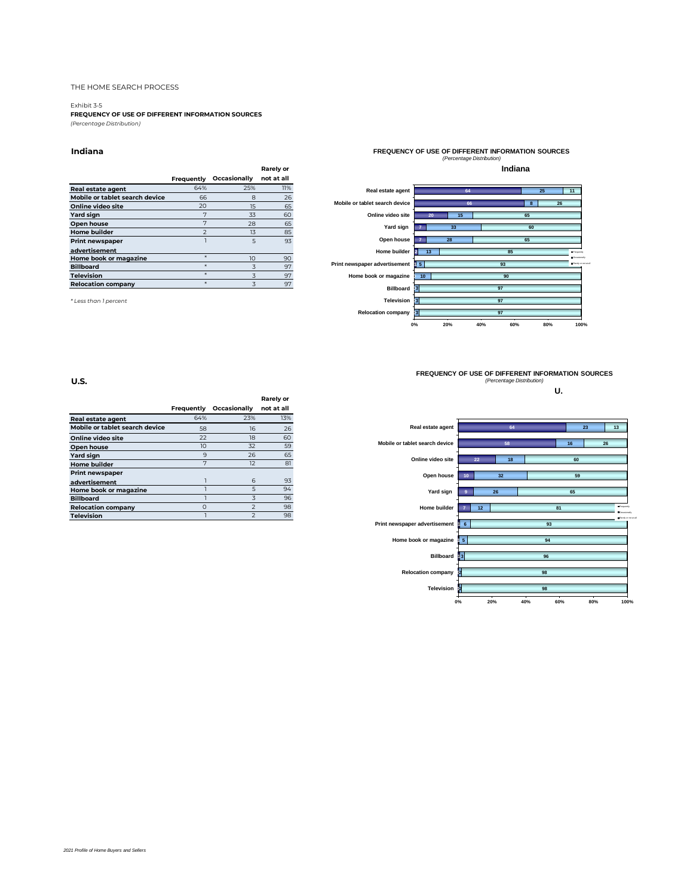THE HOME SEARCH PROCESS

Exhibit 3-5

**FREQUENCY OF USE OF DIFFERENT INFORMATION SOURCES**

*(Percentage Distribution)*

## Indiana

| | Frequently | Occasionally | Rarely or not at all |
|---|---|---|---|
| Real estate agent | 64% | 25% | 11% |
| Mobile or tablet search device | 66 | 8 | 26 |
| Online video site | 20 | 15 | 65 |
| Yard sign | 7 | 33 | 60 |
| Open house | 7 | 28 | 65 |
| Home builder | 2 | 13 | 85 |
| Print newspaper advertisement | 1 | 5 | 93 |
| Home book or magazine | * | 10 | 90 |
| Billboard | * | 3 | 97 |
| Television | * | 3 | 97 |
| Relocation company | * | 3 | 97 |

*\* Less than 1 percent*

**FREQUENCY OF USE OF DIFFERENT INFORMATION SOURCES**
*(Percentage Distribution)*
**Indiana**

## U.S.

| | Frequently | Occasionally | Rarely or not at all |
|---|---|---|---|
| Real estate agent | 64% | 23% | 13% |
| Mobile or tablet search device | 58 | 16 | 26 |
| Online video site | 22 | 18 | 60 |
| Open house | 10 | 32 | 59 |
| Yard sign | 9 | 26 | 65 |
| Home builder | 7 | 12 | 81 |
| Print newspaper advertisement | 1 | 6 | 93 |
| Home book or magazine | 1 | 5 | 94 |
| Billboard | 1 | 3 | 96 |
| Relocation company | 0 | 2 | 98 |
| Television | 1 | 2 | 98 |

**FREQUENCY OF USE OF DIFFERENT INFORMATION SOURCES**
*(Percentage Distribution)*
**U.**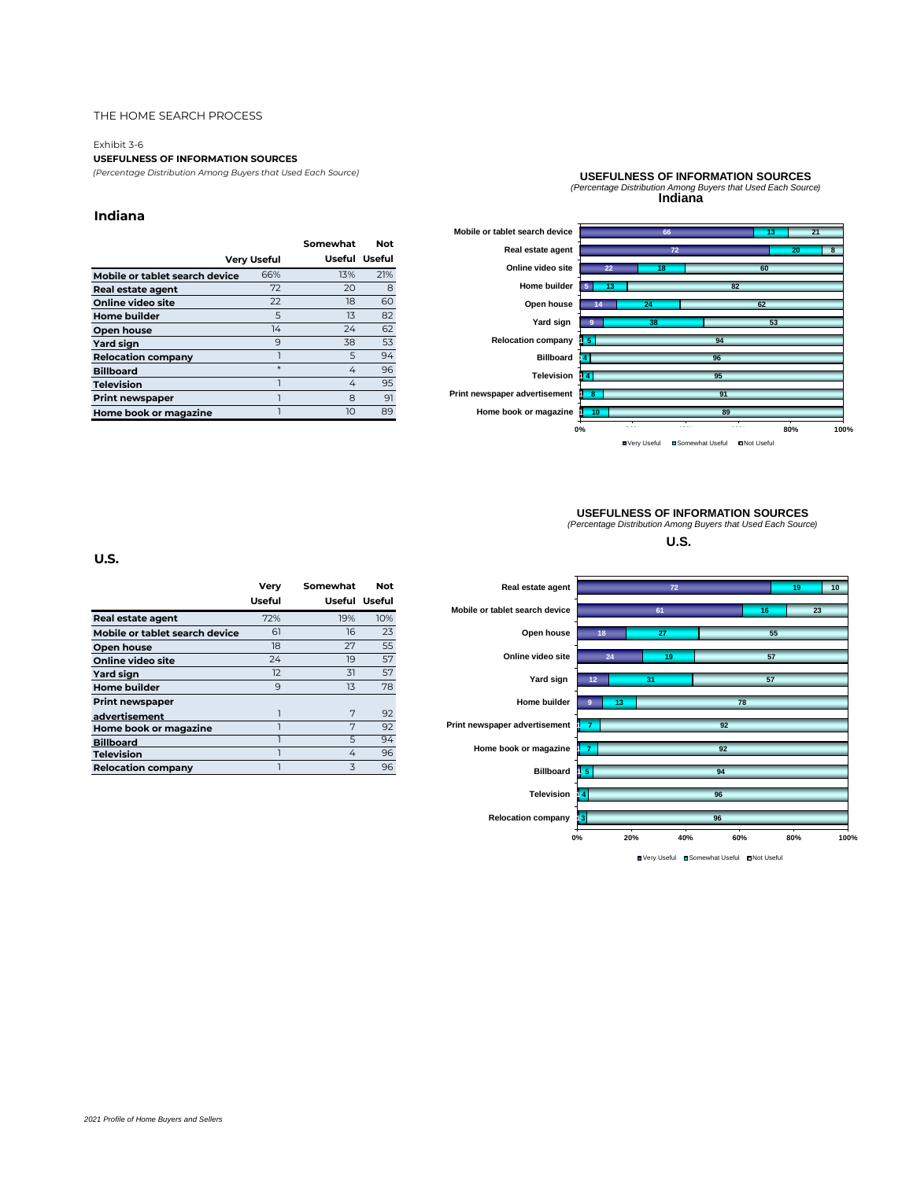THE HOME SEARCH PROCESS

Exhibit 3-6

**USEFULNESS OF INFORMATION SOURCES**

*(Percentage Distribution Among Buyers that Used Each Source)*

## Indiana

| | Very Useful | Somewhat Useful | Not Useful |
|---|---|---|---|
| **Mobile or tablet search device** | 66% | 13% | 21% |
| **Real estate agent** | 72 | 20 | 8 |
| **Online video site** | 22 | 18 | 60 |
| **Home builder** | 5 | 13 | 82 |
| **Open house** | 14 | 24 | 62 |
| **Yard sign** | 9 | 38 | 53 |
| **Relocation company** | 1 | 5 | 94 |
| **Billboard** | * | 4 | 96 |
| **Television** | 1 | 4 | 95 |
| **Print newspaper** | 1 | 8 | 91 |
| **Home book or magazine** | 1 | 10 | 89 |

## U.S.

| | Very Useful | Somewhat Useful | Not Useful |
|---|---|---|---|
| **Real estate agent** | 72% | 19% | 10% |
| **Mobile or tablet search device** | 61 | 16 | 23 |
| **Open house** | 18 | 27 | 55 |
| **Online video site** | 24 | 19 | 57 |
| **Yard sign** | 12 | 31 | 57 |
| **Home builder** | 9 | 13 | 78 |
| **Print newspaper advertisement** | 1 | 7 | 92 |
| **Home book or magazine** | 1 | 7 | 92 |
| **Billboard** | 1 | 5 | 94 |
| **Television** | 1 | 4 | 96 |
| **Relocation company** | 1 | 3 | 96 |

*2021 Profile of Home Buyers and Sellers*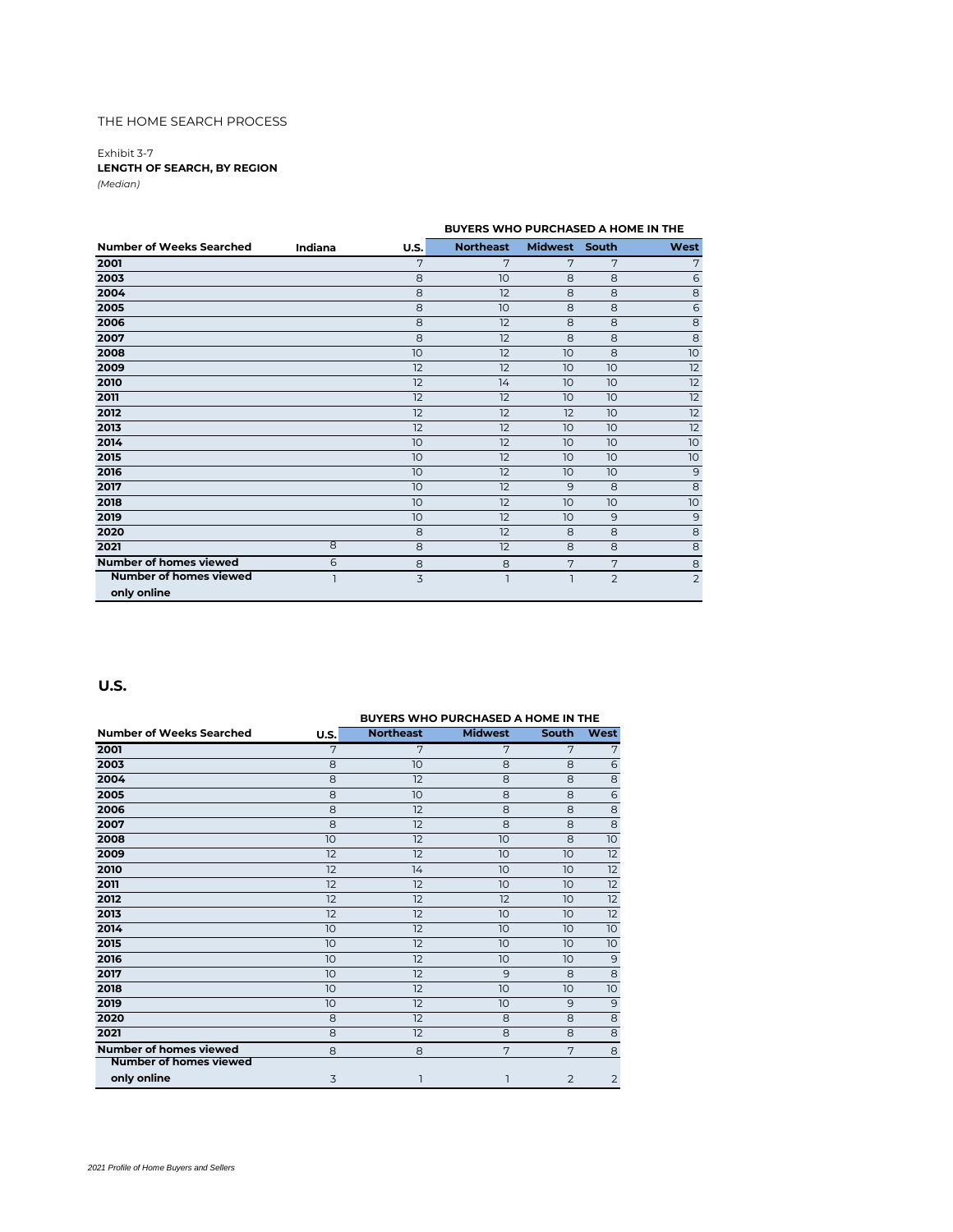THE HOME SEARCH PROCESS

Exhibit 3-7

**LENGTH OF SEARCH, BY REGION**

*(Median)*

| Number of Weeks Searched | Indiana | U.S. | BUYERS WHO PURCHASED A HOME IN THE Northeast | Midwest | South | West |
|---|---|---|---|---|---|---|
| **2001** | | 7 | 7 | 7 | 7 | 7 |
| **2003** | | 8 | 10 | 8 | 8 | 6 |
| **2004** | | 8 | 12 | 8 | 8 | 8 |
| **2005** | | 8 | 10 | 8 | 8 | 6 |
| **2006** | | 8 | 12 | 8 | 8 | 8 |
| **2007** | | 8 | 12 | 8 | 8 | 8 |
| **2008** | | 10 | 12 | 10 | 8 | 10 |
| **2009** | | 12 | 12 | 10 | 10 | 12 |
| **2010** | | 12 | 14 | 10 | 10 | 12 |
| **2011** | | 12 | 12 | 10 | 10 | 12 |
| **2012** | | 12 | 12 | 12 | 10 | 12 |
| **2013** | | 12 | 12 | 10 | 10 | 12 |
| **2014** | | 10 | 12 | 10 | 10 | 10 |
| **2015** | | 10 | 12 | 10 | 10 | 10 |
| **2016** | | 10 | 12 | 10 | 10 | 9 |
| **2017** | | 10 | 12 | 9 | 8 | 8 |
| **2018** | | 10 | 12 | 10 | 10 | 10 |
| **2019** | | 10 | 12 | 10 | 9 | 9 |
| **2020** | | 8 | 12 | 8 | 8 | 8 |
| **2021** | 8 | 8 | 12 | 8 | 8 | 8 |
| **Number of homes viewed** | 6 | 8 | 8 | 7 | 7 | 8 |
| **Number of homes viewed only online** | 1 | 3 | 1 | 1 | 2 | 2 |

## U.S.

| Number of Weeks Searched | U.S. | BUYERS WHO PURCHASED A HOME IN THE Northeast | Midwest | South | West |
|---|---|---|---|---|---|
| **2001** | 7 | 7 | 7 | 7 | 7 |
| **2003** | 8 | 10 | 8 | 8 | 6 |
| **2004** | 8 | 12 | 8 | 8 | 8 |
| **2005** | 8 | 10 | 8 | 8 | 6 |
| **2006** | 8 | 12 | 8 | 8 | 8 |
| **2007** | 8 | 12 | 8 | 8 | 8 |
| **2008** | 10 | 12 | 10 | 8 | 10 |
| **2009** | 12 | 12 | 10 | 10 | 12 |
| **2010** | 12 | 14 | 10 | 10 | 12 |
| **2011** | 12 | 12 | 10 | 10 | 12 |
| **2012** | 12 | 12 | 12 | 10 | 12 |
| **2013** | 12 | 12 | 10 | 10 | 12 |
| **2014** | 10 | 12 | 10 | 10 | 10 |
| **2015** | 10 | 12 | 10 | 10 | 10 |
| **2016** | 10 | 12 | 10 | 10 | 9 |
| **2017** | 10 | 12 | 9 | 8 | 8 |
| **2018** | 10 | 12 | 10 | 10 | 10 |
| **2019** | 10 | 12 | 10 | 9 | 9 |
| **2020** | 8 | 12 | 8 | 8 | 8 |
| **2021** | 8 | 12 | 8 | 8 | 8 |
| **Number of homes viewed** | 8 | 8 | 7 | 7 | 8 |
| **Number of homes viewed only online** | 3 | 1 | 1 | 2 | 2 |

*2021 Profile of Home Buyers and Sellers*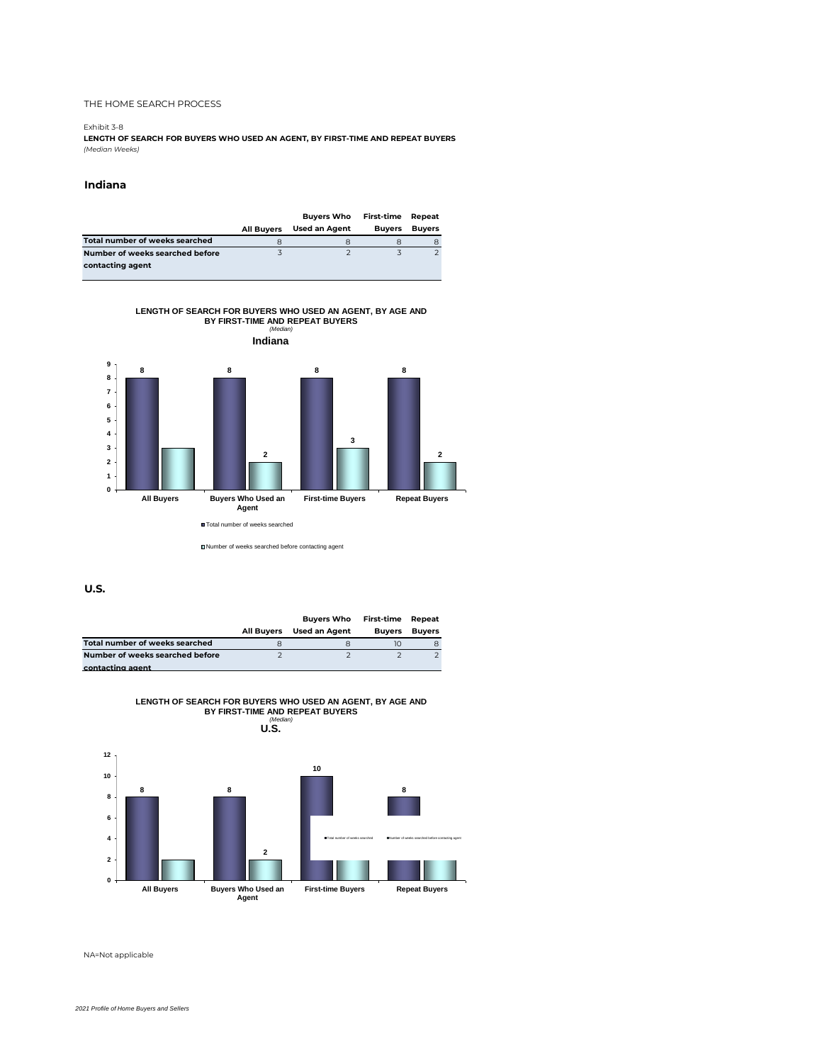THE HOME SEARCH PROCESS

Exhibit 3-8

**LENGTH OF SEARCH FOR BUYERS WHO USED AN AGENT, BY FIRST-TIME AND REPEAT BUYERS**
*(Median Weeks)*

## Indiana

| | All Buyers | Buyers Who Used an Agent | First-time Buyers | Repeat Buyers |
|---|---|---|---|---|
| **Total number of weeks searched** | 8 | 8 | 8 | 8 |
| **Number of weeks searched before contacting agent** | 3 | 2 | 3 | 2 |

**LENGTH OF SEARCH FOR BUYERS WHO USED AN AGENT, BY AGE AND BY FIRST-TIME AND REPEAT BUYERS**
*(Median)*
**Indiana**

| | All Buyers | Buyers Who Used an Agent | First-time Buyers | Repeat Buyers |
|---|---|---|---|---|
| Total number of weeks searched | 8 | 8 | 8 | 8 |
| Number of weeks searched before contacting agent | 3 | 2 | 3 | 2 |

## U.S.

| | All Buyers | Buyers Who Used an Agent | First-time Buyers | Repeat Buyers |
|---|---|---|---|---|
| **Total number of weeks searched** | 8 | 8 | 10 | 8 |
| **Number of weeks searched before contacting agent** | 2 | 2 | 2 | 2 |

**LENGTH OF SEARCH FOR BUYERS WHO USED AN AGENT, BY AGE AND BY FIRST-TIME AND REPEAT BUYERS**
*(Median)*
**U.S.**

| | All Buyers | Buyers Who Used an Agent | First-time Buyers | Repeat Buyers |
|---|---|---|---|---|
| Total number of weeks searched | 8 | 8 | 10 | 8 |
| Number of weeks searched before contacting agent | 2 | 2 | | |

NA=Not applicable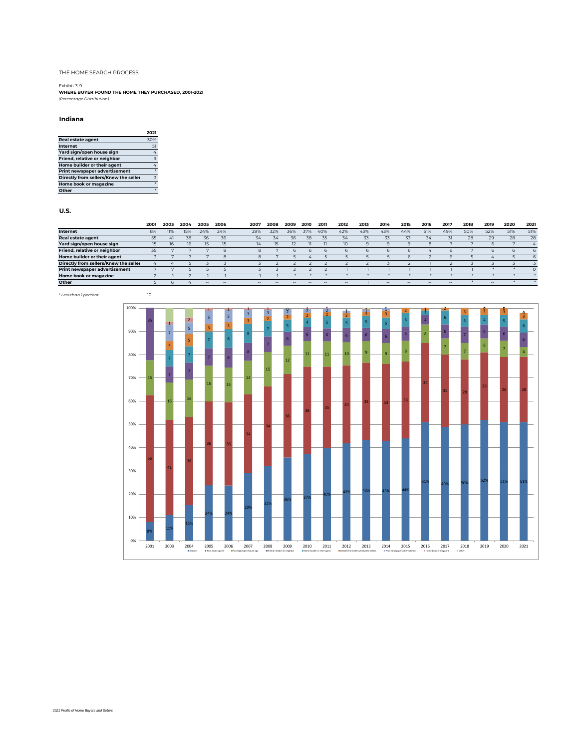THE HOME SEARCH PROCESS

Exhibit 3-9

**WHERE BUYER FOUND THE HOME THEY PURCHASED, 2001-2021**

*(Percentage Distribution)*

### Indiana

| | 2021 |
|---|---|
| **Real estate agent** | 30% |
| **Internet** | 51 |
| **Yard sign/open house sign** | 4 |
| **Friend, relative or neighbor** | 9 |
| **Home builder or their agent** | 4 |
| **Print newspaper advertisement** | * |
| **Directly from sellers/Knew the seller** | 3 |
| **Home book or magazine** | * |
| **Other** | * |

### U.S.

| | 2001 | 2003 | 2004 | 2005 | 2006 | 2007 | 2008 | 2009 | 2010 | 2011 | 2012 | 2013 | 2014 | 2015 | 2016 | 2017 | 2018 | 2019 | 2020 | 2021 |
|---|---|---|---|---|---|---|---|---|---|---|---|---|---|---|---|---|---|---|---|---|
| **Internet** | 8% | 11% | 15% | 24% | 24% | 29% | 32% | 36% | 37% | 40% | 42% | 43% | 43% | 44% | 51% | 49% | 50% | 52% | 51% | 51% |
| **Real estate agent** | 55 | 41 | 38 | 36 | 36 | 34 | 34 | 36 | 38 | 35 | 34 | 33 | 33 | 33 | 34 | 31 | 28 | 29 | 28 | 28 |
| **Yard sign/open house sign** | 15 | 16 | 16 | 15 | 15 | 14 | 15 | 12 | 11 | 11 | 10 | 9 | 9 | 9 | 8 | 7 | 7 | 6 | 7 | 4 |
| **Friend, relative or neighbor** | 35 | 7 | 7 | 7 | 8 | 8 | 7 | 6 | 6 | 6 | 6 | 6 | 6 | 6 | 4 | 6 | 7 | 6 | 6 | 6 |
| **Home builder or their agent** | 3 | 7 | 7 | 7 | 8 | 8 | 7 | 5 | 4 | 5 | 5 | 5 | 5 | 6 | 2 | 6 | 5 | 4 | 5 | 6 |
| **Directly from sellers/Knew the seller** | 4 | 4 | 5 | 3 | 3 | 3 | 2 | 2 | 2 | 2 | 2 | 2 | 3 | 2 | 1 | 2 | 3 | 3 | 3 | 3 |
| **Print newspaper advertisement** | 7 | 7 | 5 | 5 | 5 | 3 | 3 | 2 | 2 | 2 | 1 | 1 | 1 | 1 | 1 | 1 | 1 | * | * | 0 |
| **Home book or magazine** | 2 | 1 | 2 | 1 | 1 | 1 | 1 | * | * | * | * | * | * | * | * | * | * | * | * | * |
| **Other** | 5 | 6 | 4 | -- | -- | -- | -- | -- | -- | -- | -- | 1 | -- | -- | -- | -- | * | -- | * | * |

*\* Less than 1 percent*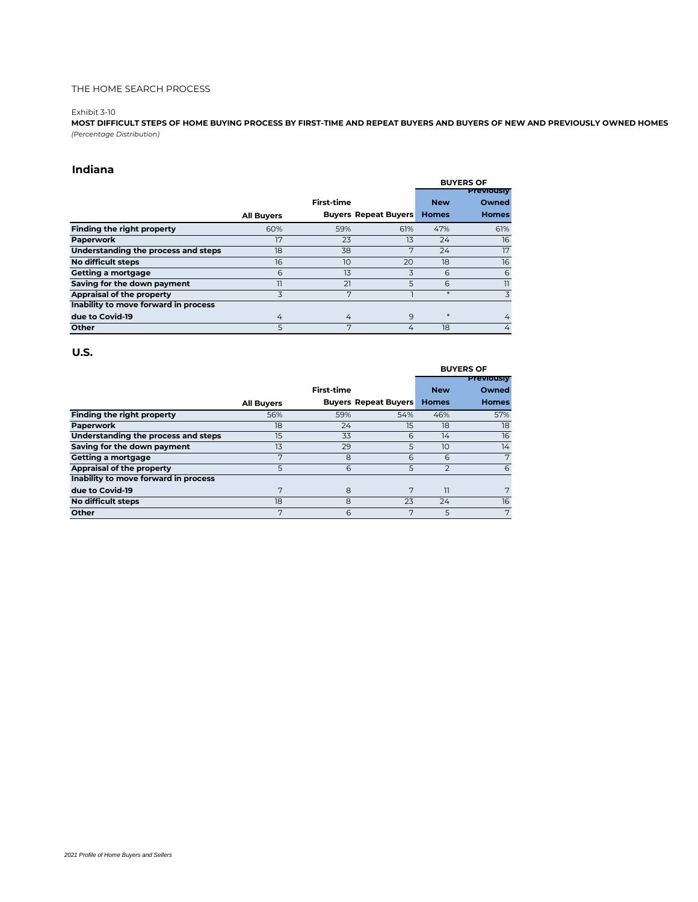THE HOME SEARCH PROCESS

Exhibit 3-10

**MOST DIFFICULT STEPS OF HOME BUYING PROCESS BY FIRST-TIME AND REPEAT BUYERS AND BUYERS OF NEW AND PREVIOUSLY OWNED HOMES**

*(Percentage Distribution)*

## Indiana

| | All Buyers | First-time Buyers | Repeat Buyers | BUYERS OF New Homes | BUYERS OF Previously Owned Homes |
|---|---|---|---|---|---|
| **Finding the right property** | 60% | 59% | 61% | 47% | 61% |
| **Paperwork** | 17 | 23 | 13 | 24 | 16 |
| **Understanding the process and steps** | 18 | 38 | 7 | 24 | 17 |
| **No difficult steps** | 16 | 10 | 20 | 18 | 16 |
| **Getting a mortgage** | 6 | 13 | 3 | 6 | 6 |
| **Saving for the down payment** | 11 | 21 | 5 | 6 | 11 |
| **Appraisal of the property** | 3 | 7 | 1 | * | 3 |
| **Inability to move forward in process due to Covid-19** | 4 | 4 | 9 | * | 4 |
| **Other** | 5 | 7 | 4 | 18 | 4 |

## U.S.

| | All Buyers | First-time Buyers | Repeat Buyers | BUYERS OF New Homes | BUYERS OF Previously Owned Homes |
|---|---|---|---|---|---|
| **Finding the right property** | 56% | 59% | 54% | 46% | 57% |
| **Paperwork** | 18 | 24 | 15 | 18 | 18 |
| **Understanding the process and steps** | 15 | 33 | 6 | 14 | 16 |
| **Saving for the down payment** | 13 | 29 | 5 | 10 | 14 |
| **Getting a mortgage** | 7 | 8 | 6 | 6 | 7 |
| **Appraisal of the property** | 5 | 6 | 5 | 2 | 6 |
| **Inability to move forward in process due to Covid-19** | 7 | 8 | 7 | 11 | 7 |
| **No difficult steps** | 18 | 8 | 23 | 24 | 16 |
| **Other** | 7 | 6 | 7 | 5 | 7 |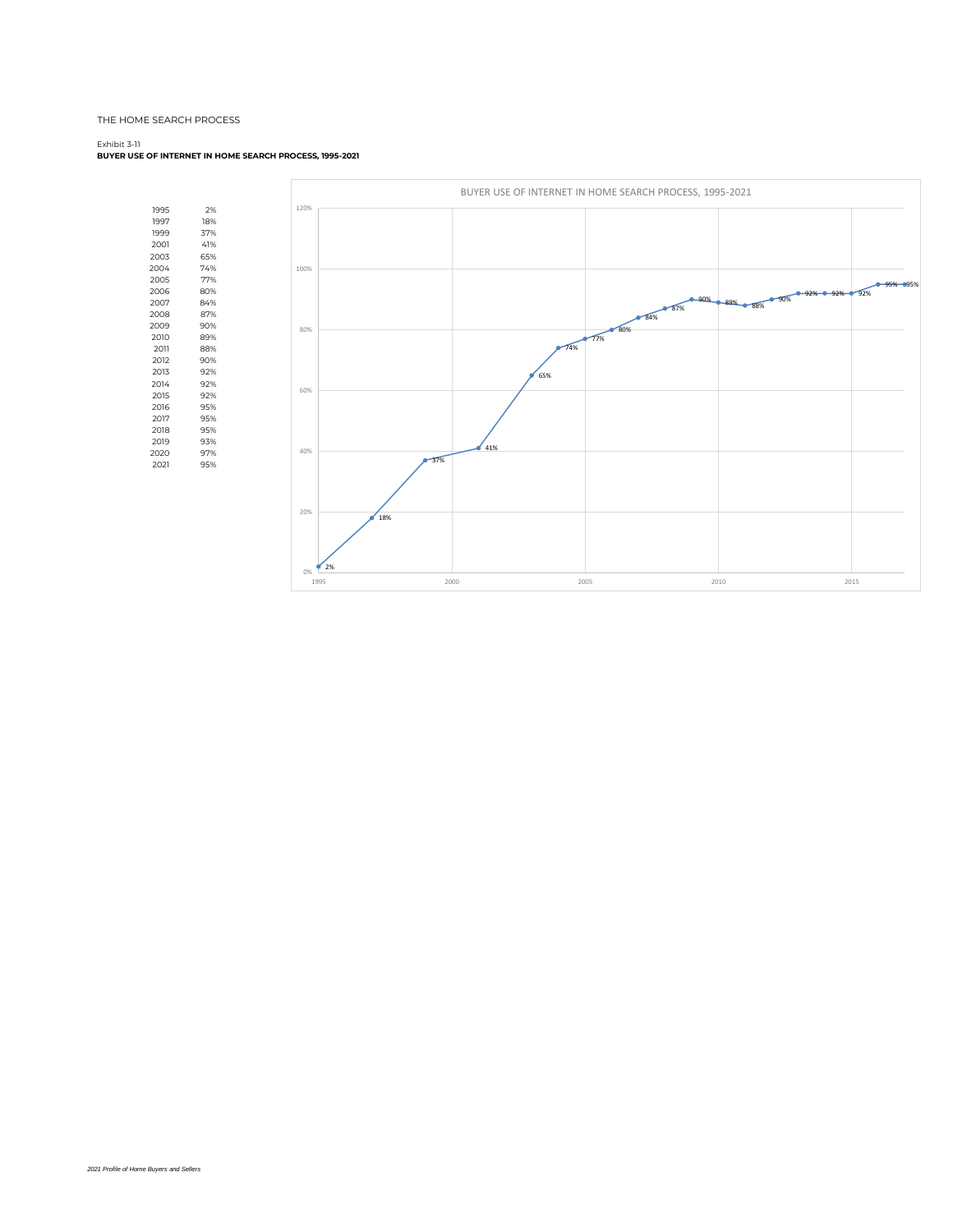THE HOME SEARCH PROCESS

Exhibit 3-11

**BUYER USE OF INTERNET IN HOME SEARCH PROCESS, 1995-2021**

| Year | % |
|---|---|
| 1995 | 2% |
| 1997 | 18% |
| 1999 | 37% |
| 2001 | 41% |
| 2003 | 65% |
| 2004 | 74% |
| 2005 | 77% |
| 2006 | 80% |
| 2007 | 84% |
| 2008 | 87% |
| 2009 | 90% |
| 2010 | 89% |
| 2011 | 88% |
| 2012 | 90% |
| 2013 | 92% |
| 2014 | 92% |
| 2015 | 92% |
| 2016 | 95% |
| 2017 | 95% |
| 2018 | 95% |
| 2019 | 93% |
| 2020 | 97% |
| 2021 | 95% |

BUYER USE OF INTERNET IN HOME SEARCH PROCESS, 1995-2021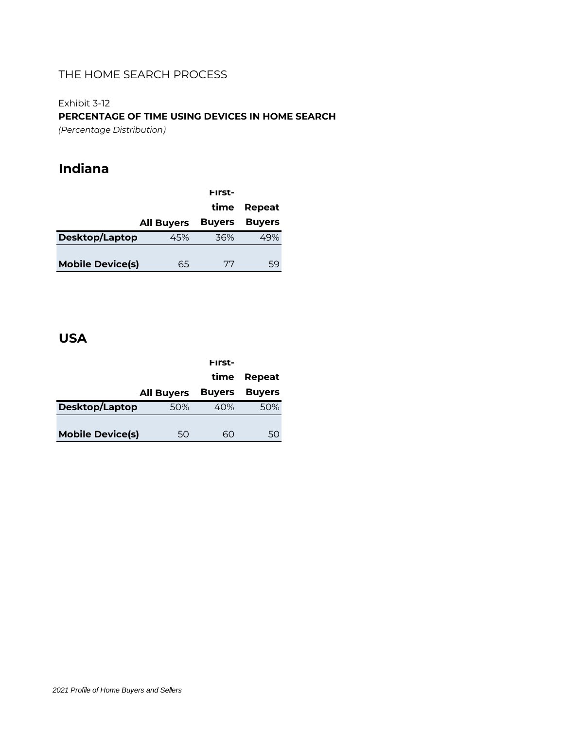THE HOME SEARCH PROCESS

Exhibit 3-12

**PERCENTAGE OF TIME USING DEVICES IN HOME SEARCH**

*(Percentage Distribution)*

## Indiana

| | All Buyers | First-time Buyers | Repeat Buyers |
|---|---|---|---|
| **Desktop/Laptop** | 45% | 36% | 49% |
| **Mobile Device(s)** | 65 | 77 | 59 |

## USA

| | All Buyers | First-time Buyers | Repeat Buyers |
|---|---|---|---|
| **Desktop/Laptop** | 50% | 40% | 50% |
| **Mobile Device(s)** | 50 | 60 | 50 |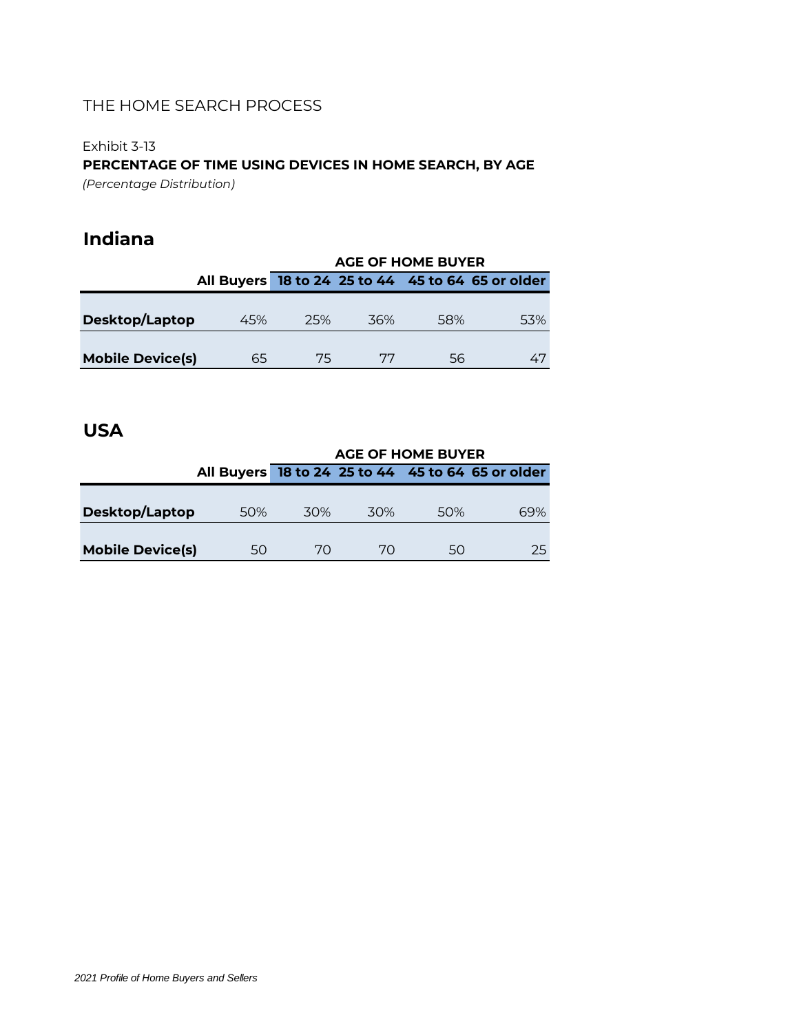THE HOME SEARCH PROCESS

Exhibit 3-13

**PERCENTAGE OF TIME USING DEVICES IN HOME SEARCH, BY AGE**

*(Percentage Distribution)*

## Indiana

| | | AGE OF HOME BUYER | | | |
|---|---|---|---|---|---|
| | All Buyers | 18 to 24 | 25 to 44 | 45 to 64 | 65 or older |
| **Desktop/Laptop** | 45% | 25% | 36% | 58% | 53% |
| **Mobile Device(s)** | 65 | 75 | 77 | 56 | 47 |

## USA

| | | AGE OF HOME BUYER | | | |
|---|---|---|---|---|---|
| | All Buyers | 18 to 24 | 25 to 44 | 45 to 64 | 65 or older |
| **Desktop/Laptop** | 50% | 30% | 30% | 50% | 69% |
| **Mobile Device(s)** | 50 | 70 | 70 | 50 | 25 |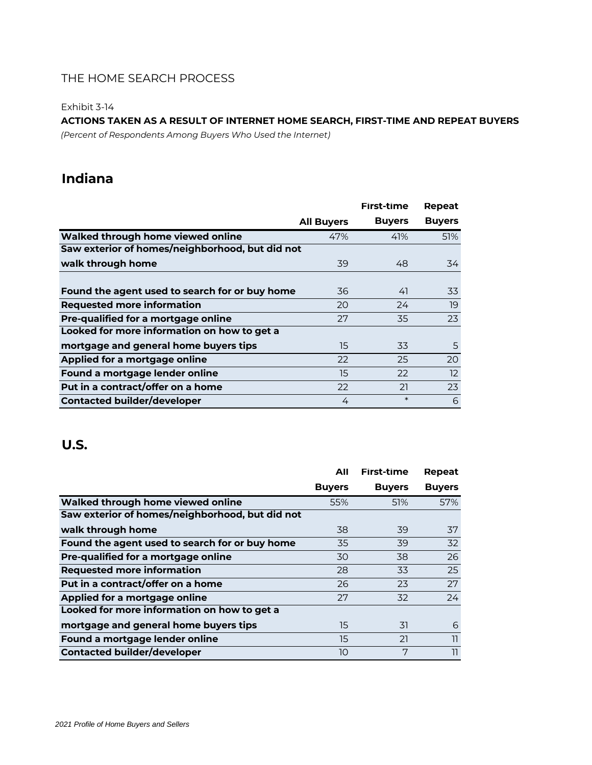THE HOME SEARCH PROCESS

Exhibit 3-14

**ACTIONS TAKEN AS A RESULT OF INTERNET HOME SEARCH, FIRST-TIME AND REPEAT BUYERS**

*(Percent of Respondents Among Buyers Who Used the Internet)*

## Indiana

| | All Buyers | First-time Buyers | Repeat Buyers |
|---|---|---|---|
| **Walked through home viewed online** | 47% | 41% | 51% |
| **Saw exterior of homes/neighborhood, but did not walk through home** | 39 | 48 | 34 |
| **Found the agent used to search for or buy home** | 36 | 41 | 33 |
| **Requested more information** | 20 | 24 | 19 |
| **Pre-qualified for a mortgage online** | 27 | 35 | 23 |
| **Looked for more information on how to get a mortgage and general home buyers tips** | 15 | 33 | 5 |
| **Applied for a mortgage online** | 22 | 25 | 20 |
| **Found a mortgage lender online** | 15 | 22 | 12 |
| **Put in a contract/offer on a home** | 22 | 21 | 23 |
| **Contacted builder/developer** | 4 | * | 6 |

## U.S.

| | All Buyers | First-time Buyers | Repeat Buyers |
|---|---|---|---|
| **Walked through home viewed online** | 55% | 51% | 57% |
| **Saw exterior of homes/neighborhood, but did not walk through home** | 38 | 39 | 37 |
| **Found the agent used to search for or buy home** | 35 | 39 | 32 |
| **Pre-qualified for a mortgage online** | 30 | 38 | 26 |
| **Requested more information** | 28 | 33 | 25 |
| **Put in a contract/offer on a home** | 26 | 23 | 27 |
| **Applied for a mortgage online** | 27 | 32 | 24 |
| **Looked for more information on how to get a mortgage and general home buyers tips** | 15 | 31 | 6 |
| **Found a mortgage lender online** | 15 | 21 | 11 |
| **Contacted builder/developer** | 10 | 7 | 11 |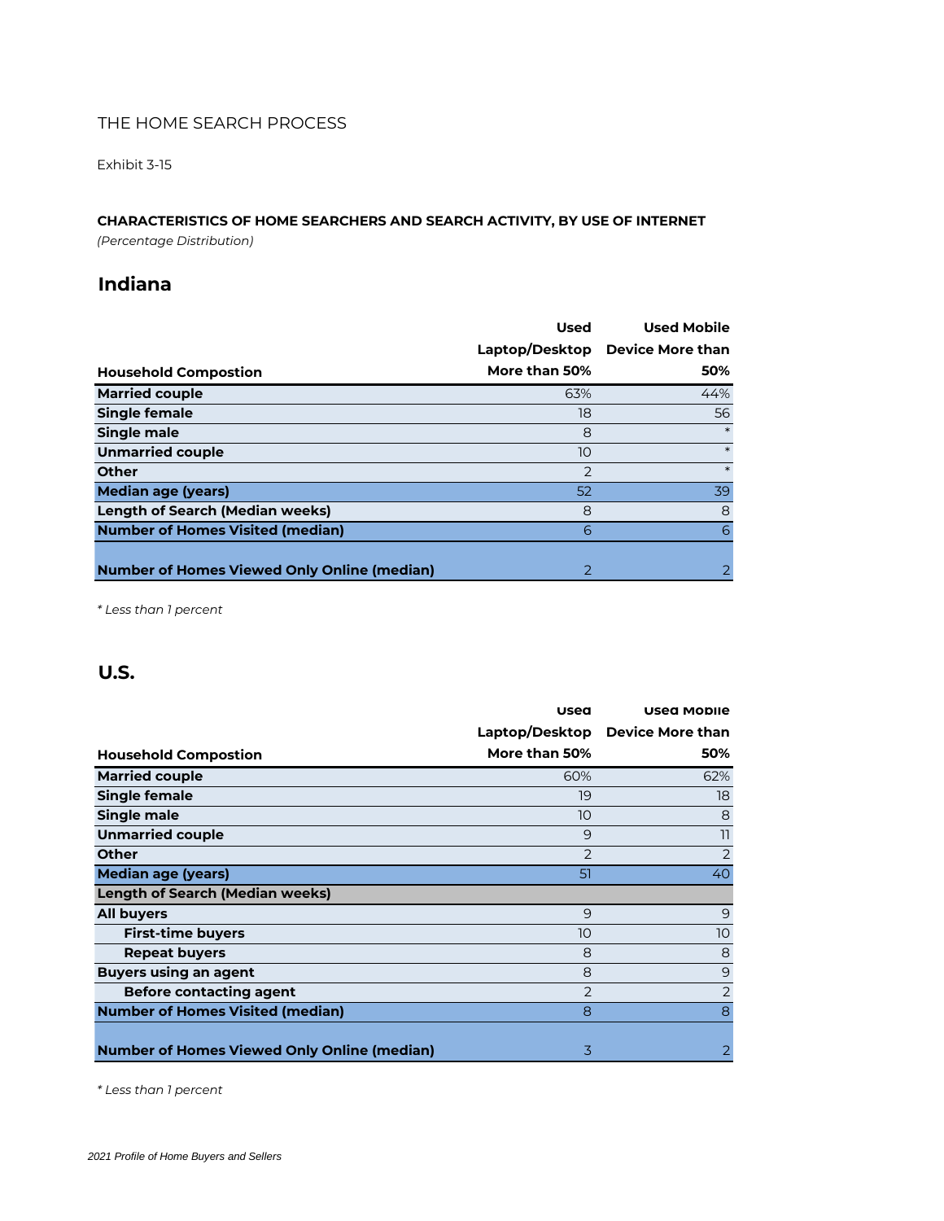THE HOME SEARCH PROCESS

Exhibit 3-15

**CHARACTERISTICS OF HOME SEARCHERS AND SEARCH ACTIVITY, BY USE OF INTERNET**
*(Percentage Distribution)*

## Indiana

| Household Compostion | Used Laptop/Desktop More than 50% | Used Mobile Device More than 50% |
|---|---|---|
| **Married couple** | 63% | 44% |
| **Single female** | 18 | 56 |
| **Single male** | 8 | * |
| **Unmarried couple** | 10 | * |
| **Other** | 2 | * |
| **Median age (years)** | 52 | 39 |
| **Length of Search (Median weeks)** | 8 | 8 |
| **Number of Homes Visited (median)** | 6 | 6 |
| **Number of Homes Viewed Only Online (median)** | 2 | 2 |

*\* Less than 1 percent*

## U.S.

| Household Compostion | Used Laptop/Desktop More than 50% | Used Mobile Device More than 50% |
|---|---|---|
| **Married couple** | 60% | 62% |
| **Single female** | 19 | 18 |
| **Single male** | 10 | 8 |
| **Unmarried couple** | 9 | 11 |
| **Other** | 2 | 2 |
| **Median age (years)** | 51 | 40 |
| **Length of Search (Median weeks)** | | |
| **All buyers** | 9 | 9 |
| **First-time buyers** | 10 | 10 |
| **Repeat buyers** | 8 | 8 |
| **Buyers using an agent** | 8 | 9 |
| **Before contacting agent** | 2 | 2 |
| **Number of Homes Visited (median)** | 8 | 8 |
| **Number of Homes Viewed Only Online (median)** | 3 | 2 |

*\* Less than 1 percent*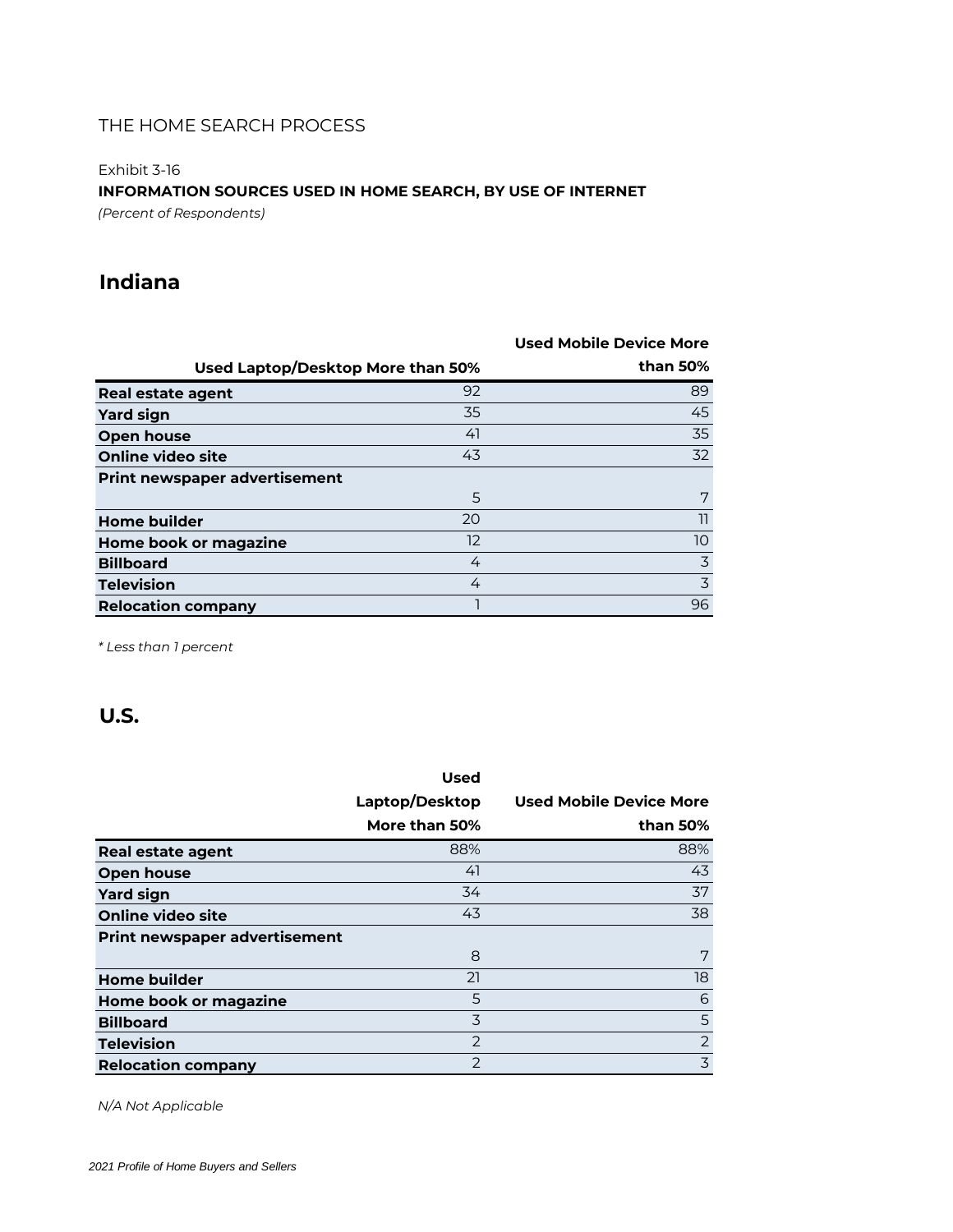THE HOME SEARCH PROCESS

Exhibit 3-16

**INFORMATION SOURCES USED IN HOME SEARCH, BY USE OF INTERNET**

*(Percent of Respondents)*

## Indiana

| | Used Laptop/Desktop More than 50% | Used Mobile Device More than 50% |
|---|---|---|
| **Real estate agent** | 92 | 89 |
| **Yard sign** | 35 | 45 |
| **Open house** | 41 | 35 |
| **Online video site** | 43 | 32 |
| **Print newspaper advertisement** | 5 | 7 |
| **Home builder** | 20 | 11 |
| **Home book or magazine** | 12 | 10 |
| **Billboard** | 4 | 3 |
| **Television** | 4 | 3 |
| **Relocation company** | 1 | 96 |

*\* Less than 1 percent*

## U.S.

| | Used Laptop/Desktop More than 50% | Used Mobile Device More than 50% |
|---|---|---|
| **Real estate agent** | 88% | 88% |
| **Open house** | 41 | 43 |
| **Yard sign** | 34 | 37 |
| **Online video site** | 43 | 38 |
| **Print newspaper advertisement** | 8 | 7 |
| **Home builder** | 21 | 18 |
| **Home book or magazine** | 5 | 6 |
| **Billboard** | 3 | 5 |
| **Television** | 2 | 2 |
| **Relocation company** | 2 | 3 |

*N/A Not Applicable*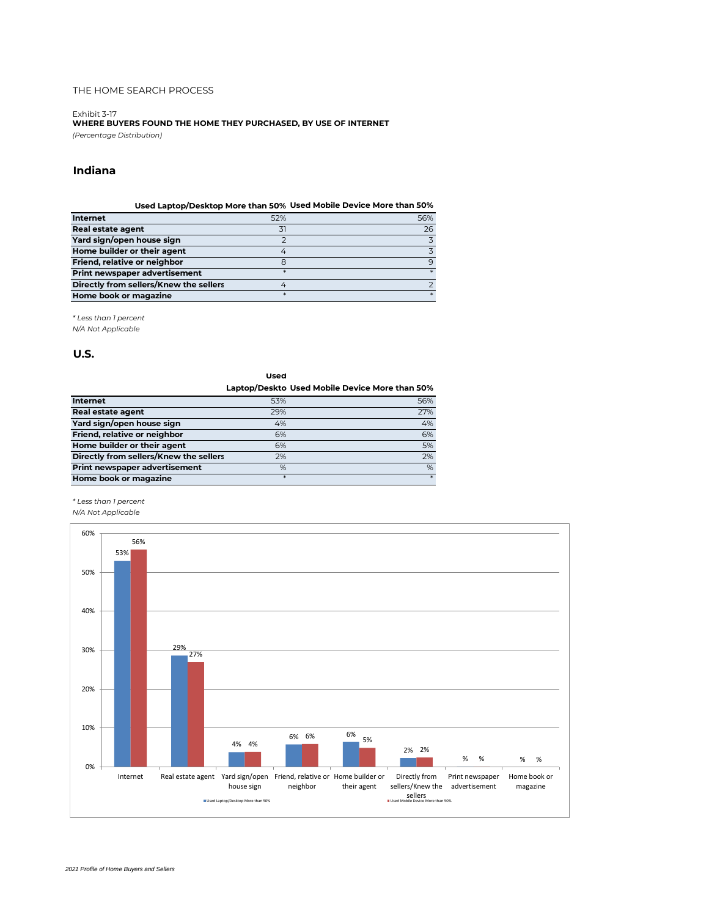THE HOME SEARCH PROCESS

Exhibit 3-17
**WHERE BUYERS FOUND THE HOME THEY PURCHASED, BY USE OF INTERNET**
*(Percentage Distribution)*

## Indiana

| | Used Laptop/Desktop More than 50% | Used Mobile Device More than 50% |
|---|---|---|
| **Internet** | 52% | 56% |
| **Real estate agent** | 31 | 26 |
| **Yard sign/open house sign** | 2 | 3 |
| **Home builder or their agent** | 4 | 3 |
| **Friend, relative or neighbor** | 8 | 9 |
| **Print newspaper advertisement** | * | * |
| **Directly from sellers/Knew the sellers** | 4 | 2 |
| **Home book or magazine** | * | * |

*\* Less than 1 percent*
*N/A Not Applicable*

## U.S.

| | Used Laptop/Deskto | Used Mobile Device More than 50% |
|---|---|---|
| **Internet** | 53% | 56% |
| **Real estate agent** | 29% | 27% |
| **Yard sign/open house sign** | 4% | 4% |
| **Friend, relative or neighbor** | 6% | 6% |
| **Home builder or their agent** | 6% | 5% |
| **Directly from sellers/Knew the sellers** | 2% | 2% |
| **Print newspaper advertisement** | % | % |
| **Home book or magazine** | * | * |

*\* Less than 1 percent*
*N/A Not Applicable*

| | Used Laptop/Desktop More than 50% | Used Mobile Device More than 50% |
|---|---|---|
| Internet | 53% | 56% |
| Real estate agent | 29% | 27% |
| Yard sign/open house sign | 4% | 4% |
| Friend, relative or neighbor | 6% | 6% |
| Home builder or their agent | 6% | 5% |
| Directly from sellers/Knew the sellers | 2% | 2% |
| Print newspaper advertisement | % | % |
| Home book or magazine | % | % |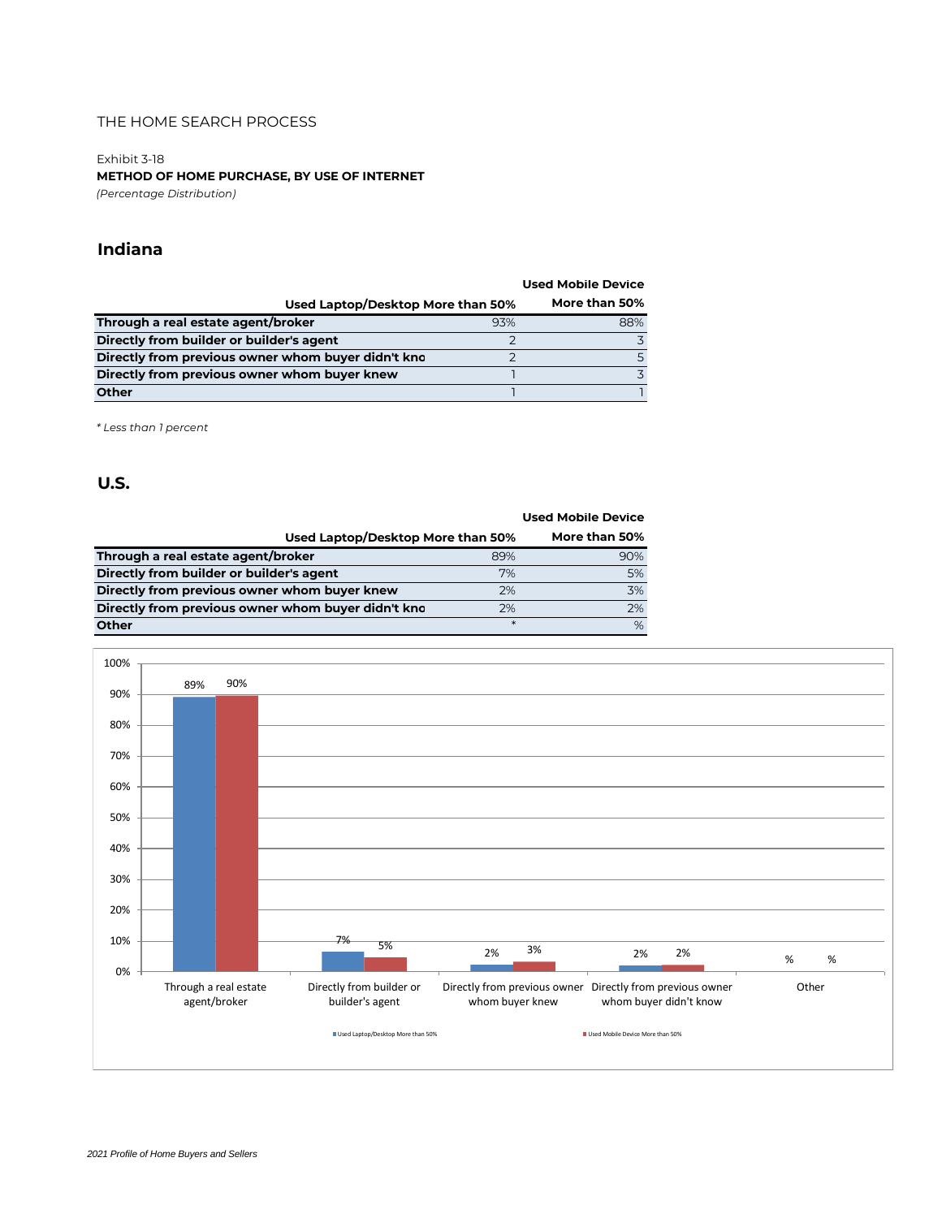THE HOME SEARCH PROCESS

Exhibit 3-18

**METHOD OF HOME PURCHASE, BY USE OF INTERNET**

*(Percentage Distribution)*

## Indiana

| | Used Laptop/Desktop More than 50% | Used Mobile Device More than 50% |
|---|---|---|
| **Through a real estate agent/broker** | 93% | 88% |
| **Directly from builder or builder's agent** | 2 | 3 |
| **Directly from previous owner whom buyer didn't kno** | 2 | 5 |
| **Directly from previous owner whom buyer knew** | 1 | 3 |
| **Other** | 1 | 1 |

*\* Less than 1 percent*

## U.S.

| | Used Laptop/Desktop More than 50% | Used Mobile Device More than 50% |
|---|---|---|
| **Through a real estate agent/broker** | 89% | 90% |
| **Directly from builder or builder's agent** | 7% | 5% |
| **Directly from previous owner whom buyer knew** | 2% | 3% |
| **Directly from previous owner whom buyer didn't kno** | 2% | 2% |
| **Other** | * | % |

| | Used Laptop/Desktop More than 50% | Used Mobile Device More than 50% |
|---|---|---|
| Through a real estate agent/broker | 89% | 90% |
| Directly from builder or builder's agent | 7% | 5% |
| Directly from previous owner whom buyer knew | 2% | 3% |
| Directly from previous owner whom buyer didn't know | 2% | 2% |
| Other | % | % |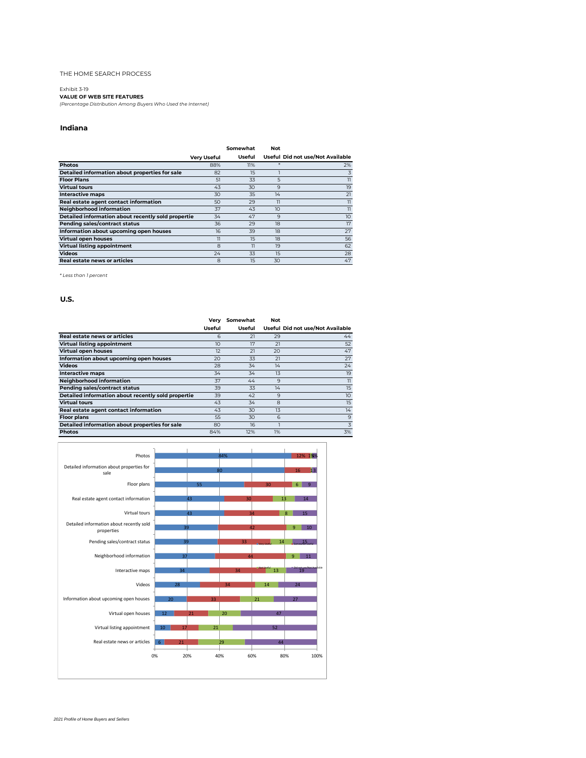THE HOME SEARCH PROCESS

Exhibit 3-19

**VALUE OF WEB SITE FEATURES**

*(Percentage Distribution Among Buyers Who Used the Internet)*

## Indiana

| | Very Useful | Somewhat Useful | Not Useful | Did not use/Not Available |
|---|---|---|---|---|
| **Photos** | 88% | 11% | * | 2% |
| **Detailed information about properties for sale** | 82 | 15 | 1 | 3 |
| **Floor Plans** | 51 | 33 | 5 | 11 |
| **Virtual tours** | 43 | 30 | 9 | 19 |
| **Interactive maps** | 30 | 35 | 14 | 21 |
| **Real estate agent contact information** | 50 | 29 | 11 | 11 |
| **Neighborhood information** | 37 | 43 | 10 | 11 |
| **Detailed information about recently sold propertie** | 34 | 47 | 9 | 10 |
| **Pending sales/contract status** | 36 | 29 | 18 | 17 |
| **Information about upcoming open houses** | 16 | 39 | 18 | 27 |
| **Virtual open houses** | 11 | 15 | 18 | 56 |
| **Virtual listing appointment** | 8 | 11 | 19 | 62 |
| **Videos** | 24 | 33 | 15 | 28 |
| **Real estate news or articles** | 8 | 15 | 30 | 47 |

*\* Less than 1 percent*

## U.S.

| | Very Useful | Somewhat Useful | Not Useful | Did not use/Not Available |
|---|---|---|---|---|
| **Real estate news or articles** | 6 | 21 | 29 | 44 |
| **Virtual listing appointment** | 10 | 17 | 21 | 52 |
| **Virtual open houses** | 12 | 21 | 20 | 47 |
| **Information about upcoming open houses** | 20 | 33 | 21 | 27 |
| **Videos** | 28 | 34 | 14 | 24 |
| **Interactive maps** | 34 | 34 | 13 | 19 |
| **Neighborhood information** | 37 | 44 | 9 | 11 |
| **Pending sales/contract status** | 39 | 33 | 14 | 15 |
| **Detailed information about recently sold propertie** | 39 | 42 | 9 | 10 |
| **Virtual tours** | 43 | 34 | 8 | 15 |
| **Real estate agent contact information** | 43 | 30 | 13 | 14 |
| **Floor plans** | 55 | 30 | 6 | 9 |
| **Detailed information about properties for sale** | 80 | 16 | 1 | 3 |
| **Photos** | 84% | 12% | 1% | 3% |

| | Very Useful | Somewhat Useful | Not Useful | Did not use/Not Available |
|---|---|---|---|---|
| Photos | 84% | 12% | 1% | 3% |
| Detailed information about properties for sale | 80 | 16 | 1 | 3 |
| Floor plans | 55 | 30 | 6 | 9 |
| Real estate agent contact information | 43 | 30 | 13 | 14 |
| Virtual tours | 43 | 34 | 8 | 15 |
| Detailed information about recently sold properties | 39 | 42 | 9 | 10 |
| Pending sales/contract status | 39 | 33 | 14 | 15 |
| Neighborhood information | 37 | 44 | 9 | 11 |
| Interactive maps | 34 | 34 | 13 | 19 |
| Videos | 28 | 34 | 14 | 24 |
| Information about upcoming open houses | 20 | 33 | 21 | 27 |
| Virtual open houses | 12 | 21 | 20 | 47 |
| Virtual listing appointment | 10 | 17 | 21 | 52 |
| Real estate news or articles | 6 | 21 | 29 | 44 |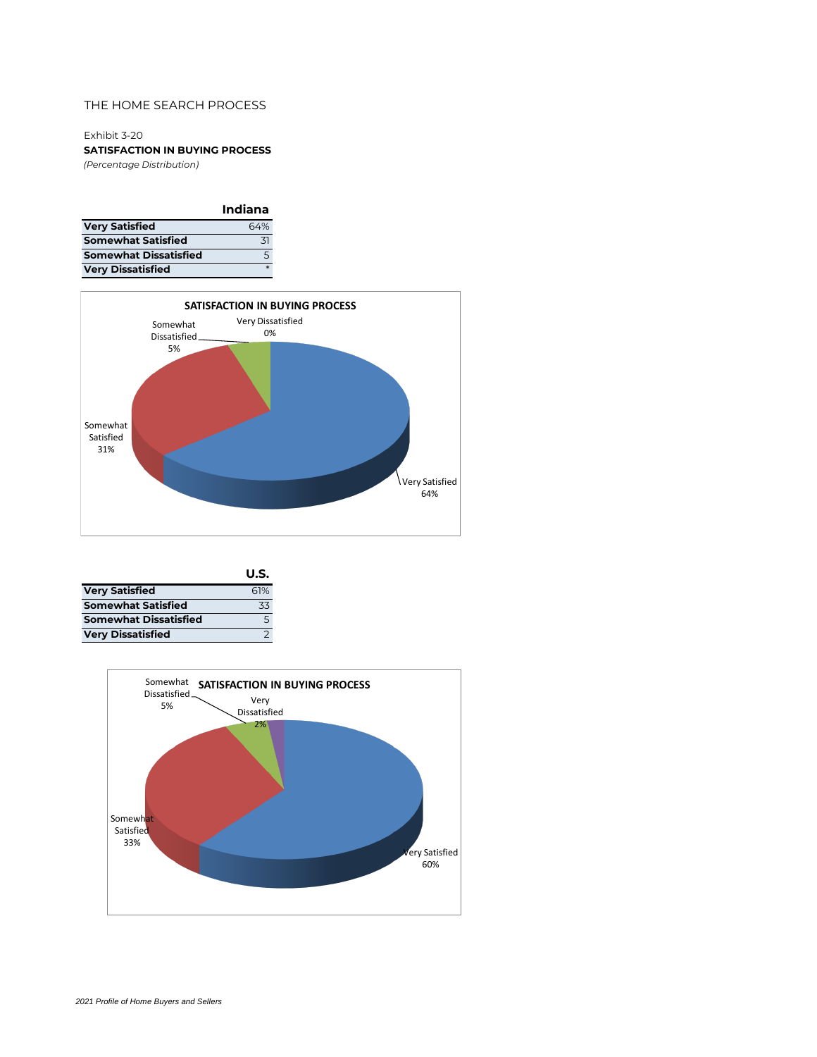THE HOME SEARCH PROCESS

Exhibit 3-20

**SATISFACTION IN BUYING PROCESS**

*(Percentage Distribution)*

| | Indiana |
|---|---|
| **Very Satisfied** | 64% |
| **Somewhat Satisfied** | 31 |
| **Somewhat Dissatisfied** | 5 |
| **Very Dissatisfied** | * |

SATISFACTION IN BUYING PROCESS

Somewhat Dissatisfied 5%

Very Dissatisfied 0%

Somewhat Satisfied 31%

Very Satisfied 64%

| | U.S. |
|---|---|
| **Very Satisfied** | 61% |
| **Somewhat Satisfied** | 33 |
| **Somewhat Dissatisfied** | 5 |
| **Very Dissatisfied** | 2 |

SATISFACTION IN BUYING PROCESS

Somewhat Dissatisfied 5%

Very Dissatisfied 2%

Somewhat Satisfied 33%

Very Satisfied 60%